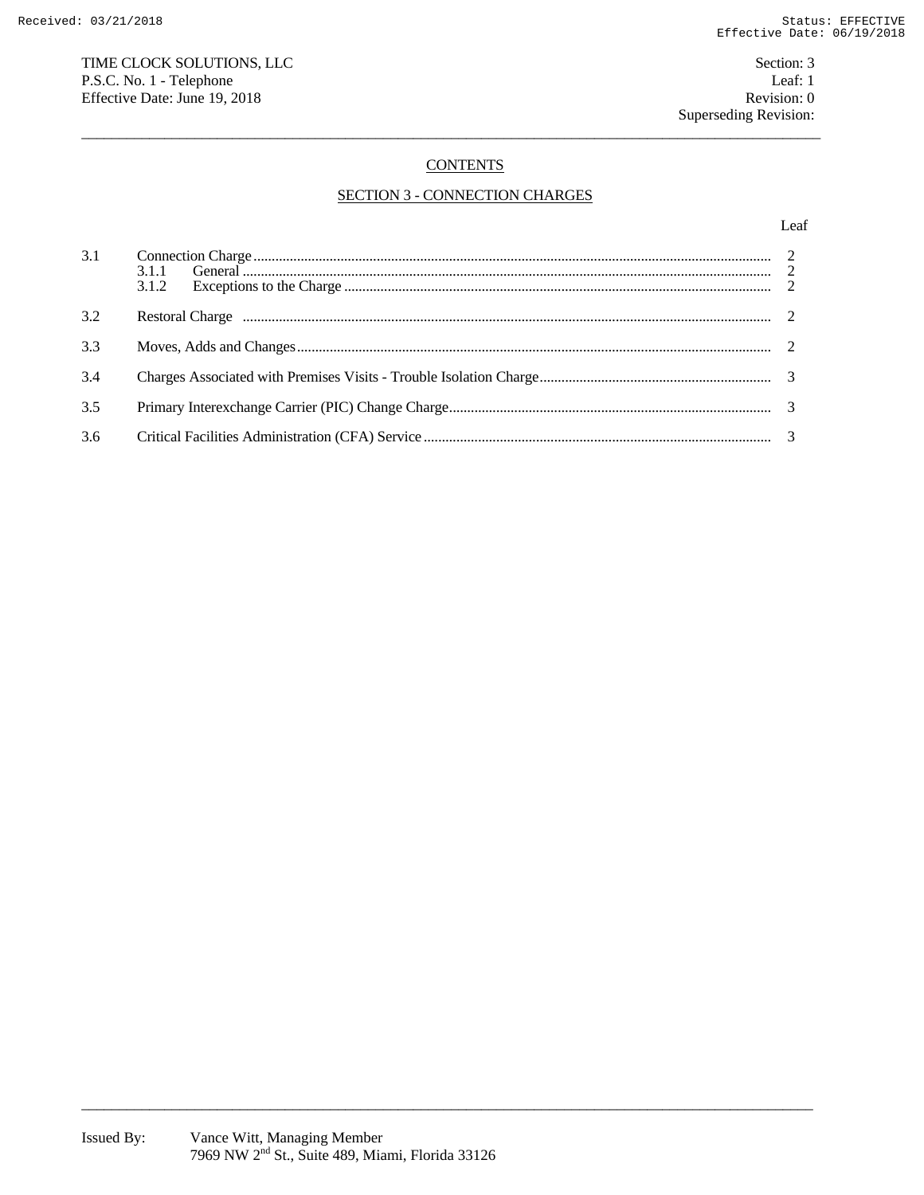TIME CLOCK SOLUTIONS, LLC
P.S.C. No. 1 - Telephone
Effective Date: June 19, 2018

Section: 3
Leaf: 1
Revision: 0
Superseding Revision:

## CONTENTS

## SECTION 3 - CONNECTION CHARGES

| | | Leaf |
|---|---|---|
| 3.1 | Connection Charge | 2 |
| | 3.1.1 General | 2 |
| | 3.1.2 Exceptions to the Charge | 2 |
| 3.2 | Restoral Charge | 2 |
| 3.3 | Moves, Adds and Changes | 2 |
| 3.4 | Charges Associated with Premises Visits - Trouble Isolation Charge | 3 |
| 3.5 | Primary Interexchange Carrier (PIC) Change Charge | 3 |
| 3.6 | Critical Facilities Administration (CFA) Service | 3 |

Issued By: Vance Witt, Managing Member
7969 NW 2nd St., Suite 489, Miami, Florida 33126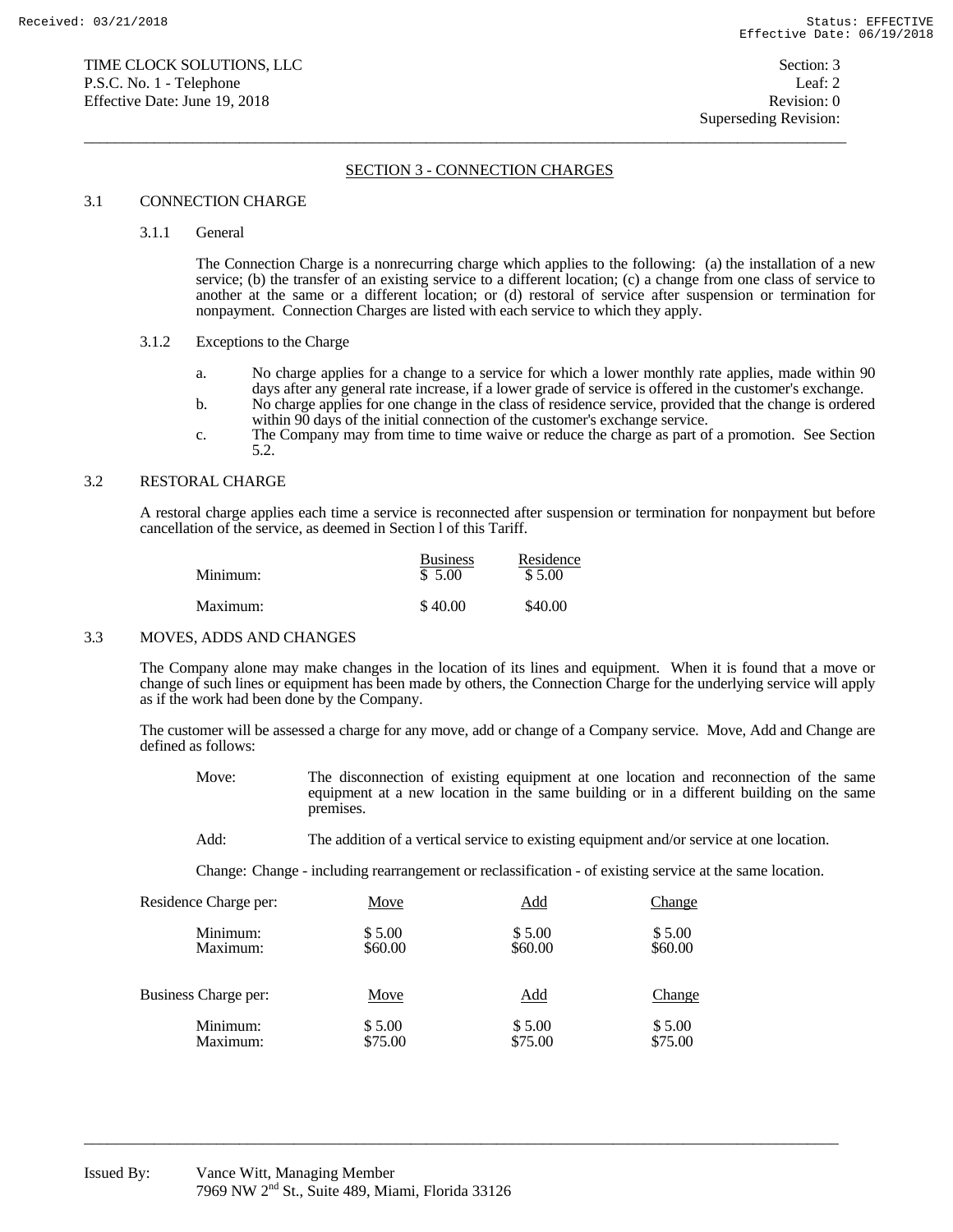TIME CLOCK SOLUTIONS, LLC
P.S.C. No. 1 - Telephone
Effective Date: June 19, 2018

Section: 3
Leaf: 2
Revision: 0
Superseding Revision:

## SECTION 3 - CONNECTION CHARGES

### 3.1 CONNECTION CHARGE

#### 3.1.1 General

The Connection Charge is a nonrecurring charge which applies to the following: (a) the installation of a new service; (b) the transfer of an existing service to a different location; (c) a change from one class of service to another at the same or a different location; or (d) restoral of service after suspension or termination for nonpayment. Connection Charges are listed with each service to which they apply.

#### 3.1.2 Exceptions to the Charge

a. No charge applies for a change to a service for which a lower monthly rate applies, made within 90 days after any general rate increase, if a lower grade of service is offered in the customer's exchange.

b. No charge applies for one change in the class of residence service, provided that the change is ordered within 90 days of the initial connection of the customer's exchange service.

c. The Company may from time to time waive or reduce the charge as part of a promotion. See Section 5.2.

### 3.2 RESTORAL CHARGE

A restoral charge applies each time a service is reconnected after suspension or termination for nonpayment but before cancellation of the service, as deemed in Section l of this Tariff.

| | Business | Residence |
|---|---|---|
| Minimum: | $ 5.00 | $ 5.00 |
| Maximum: | $ 40.00 | $40.00 |

### 3.3 MOVES, ADDS AND CHANGES

The Company alone may make changes in the location of its lines and equipment. When it is found that a move or change of such lines or equipment has been made by others, the Connection Charge for the underlying service will apply as if the work had been done by the Company.

The customer will be assessed a charge for any move, add or change of a Company service. Move, Add and Change are defined as follows:

Move: The disconnection of existing equipment at one location and reconnection of the same equipment at a new location in the same building or in a different building on the same premises.

Add: The addition of a vertical service to existing equipment and/or service at one location.

Change: Change - including rearrangement or reclassification - of existing service at the same location.

| Residence Charge per: | Move | Add | Change |
|---|---|---|---|
| Minimum: | $ 5.00 | $ 5.00 | $ 5.00 |
| Maximum: | $60.00 | $60.00 | $60.00 |

| Business Charge per: | Move | Add | Change |
|---|---|---|---|
| Minimum: | $ 5.00 | $ 5.00 | $ 5.00 |
| Maximum: | $75.00 | $75.00 | $75.00 |

Issued By: Vance Witt, Managing Member
7969 NW 2nd St., Suite 489, Miami, Florida 33126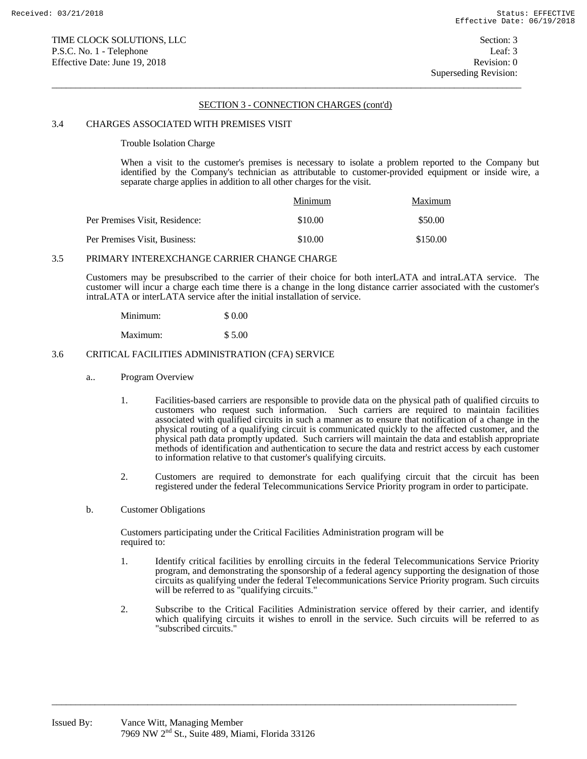## SECTION 3 - CONNECTION CHARGES (cont'd)

### 3.4 CHARGES ASSOCIATED WITH PREMISES VISIT

Trouble Isolation Charge

When a visit to the customer's premises is necessary to isolate a problem reported to the Company but identified by the Company's technician as attributable to customer-provided equipment or inside wire, a separate charge applies in addition to all other charges for the visit.

| | Minimum | Maximum |
|---|---|---|
| Per Premises Visit, Residence: | $10.00 | $50.00 |
| Per Premises Visit, Business: | $10.00 | $150.00 |

### 3.5 PRIMARY INTEREXCHANGE CARRIER CHANGE CHARGE

Customers may be presubscribed to the carrier of their choice for both interLATA and intraLATA service. The customer will incur a charge each time there is a change in the long distance carrier associated with the customer's intraLATA or interLATA service after the initial installation of service.

| | |
|---|---|
| Minimum: | $ 0.00 |
| Maximum: | $ 5.00 |

### 3.6 CRITICAL FACILITIES ADMINISTRATION (CFA) SERVICE

a.. Program Overview

1. Facilities-based carriers are responsible to provide data on the physical path of qualified circuits to customers who request such information. Such carriers are required to maintain facilities associated with qualified circuits in such a manner as to ensure that notification of a change in the physical routing of a qualifying circuit is communicated quickly to the affected customer, and the physical path data promptly updated. Such carriers will maintain the data and establish appropriate methods of identification and authentication to secure the data and restrict access by each customer to information relative to that customer's qualifying circuits.

2. Customers are required to demonstrate for each qualifying circuit that the circuit has been registered under the federal Telecommunications Service Priority program in order to participate.

b. Customer Obligations

Customers participating under the Critical Facilities Administration program will be required to:

1. Identify critical facilities by enrolling circuits in the federal Telecommunications Service Priority program, and demonstrating the sponsorship of a federal agency supporting the designation of those circuits as qualifying under the federal Telecommunications Service Priority program. Such circuits will be referred to as "qualifying circuits."

2. Subscribe to the Critical Facilities Administration service offered by their carrier, and identify which qualifying circuits it wishes to enroll in the service. Such circuits will be referred to as "subscribed circuits."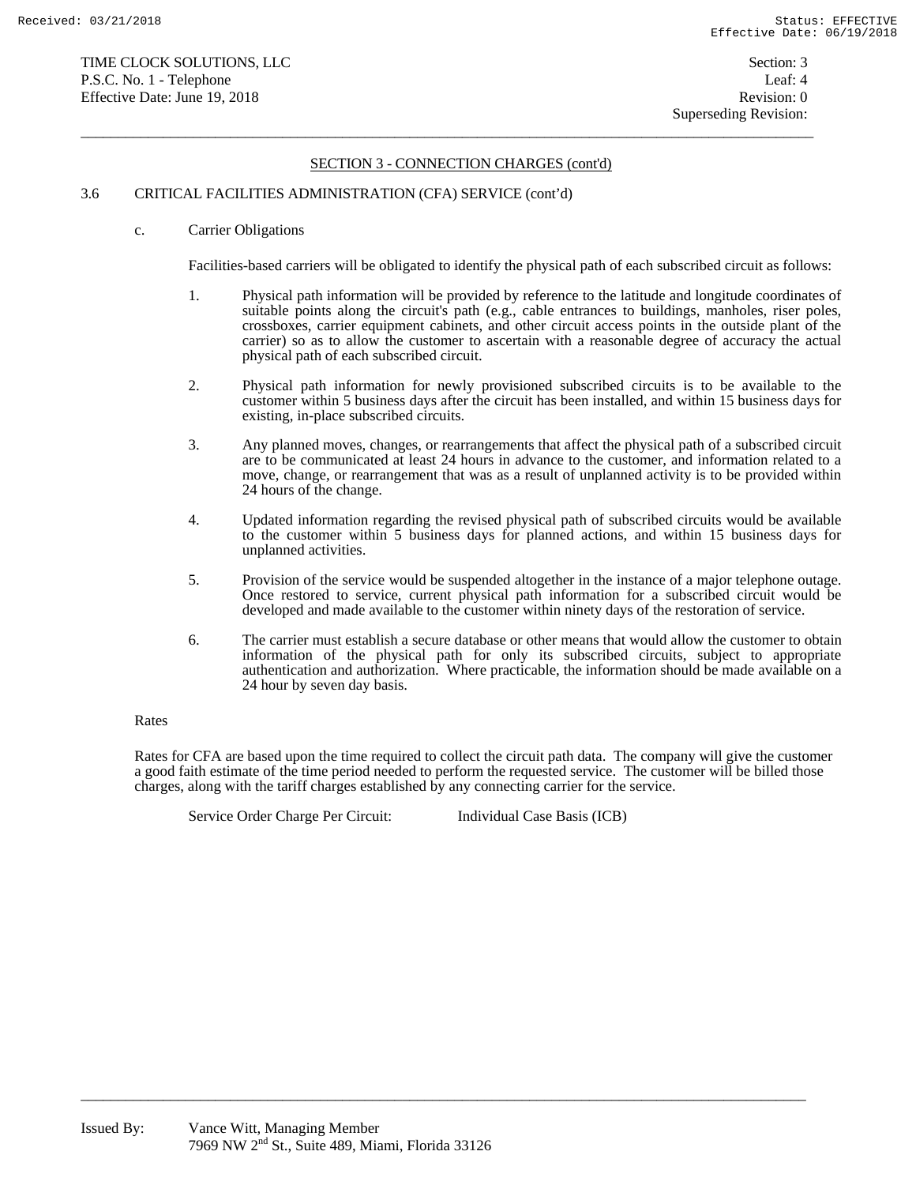## SECTION 3 - CONNECTION CHARGES (cont'd)

3.6 CRITICAL FACILITIES ADMINISTRATION (CFA) SERVICE (cont'd)

c. Carrier Obligations

Facilities-based carriers will be obligated to identify the physical path of each subscribed circuit as follows:

1. Physical path information will be provided by reference to the latitude and longitude coordinates of suitable points along the circuit's path (e.g., cable entrances to buildings, manholes, riser poles, crossboxes, carrier equipment cabinets, and other circuit access points in the outside plant of the carrier) so as to allow the customer to ascertain with a reasonable degree of accuracy the actual physical path of each subscribed circuit.

2. Physical path information for newly provisioned subscribed circuits is to be available to the customer within 5 business days after the circuit has been installed, and within 15 business days for existing, in-place subscribed circuits.

3. Any planned moves, changes, or rearrangements that affect the physical path of a subscribed circuit are to be communicated at least 24 hours in advance to the customer, and information related to a move, change, or rearrangement that was as a result of unplanned activity is to be provided within 24 hours of the change.

4. Updated information regarding the revised physical path of subscribed circuits would be available to the customer within 5 business days for planned actions, and within 15 business days for unplanned activities.

5. Provision of the service would be suspended altogether in the instance of a major telephone outage. Once restored to service, current physical path information for a subscribed circuit would be developed and made available to the customer within ninety days of the restoration of service.

6. The carrier must establish a secure database or other means that would allow the customer to obtain information of the physical path for only its subscribed circuits, subject to appropriate authentication and authorization. Where practicable, the information should be made available on a 24 hour by seven day basis.

Rates

Rates for CFA are based upon the time required to collect the circuit path data. The company will give the customer a good faith estimate of the time period needed to perform the requested service. The customer will be billed those charges, along with the tariff charges established by any connecting carrier for the service.

Service Order Charge Per Circuit: Individual Case Basis (ICB)